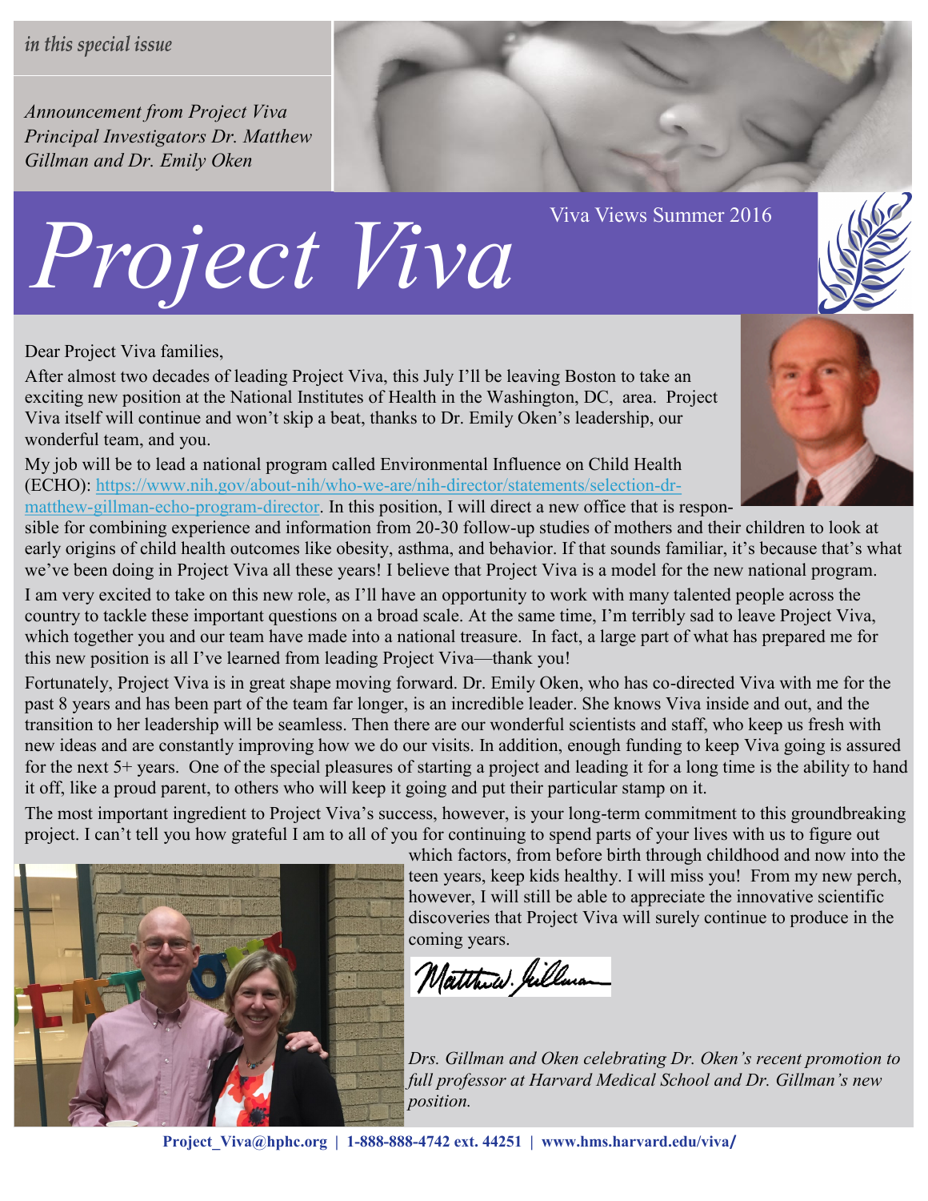*in this special issue*

*Announcement from Project Viva Principal Investigators Dr. Matthew Gillman and Dr. Emily Oken*

# Project Viva

Viva Views Summer 2016

Dear Project Viva families,

After almost two decades of leading Project Viva, this July I'll be leaving Boston to take an exciting new position at the National Institutes of Health in the Washington, DC, area. Project Viva itself will continue and won't skip a beat, thanks to Dr. Emily Oken's leadership, our wonderful team, and you.

My job will be to lead a national program called Environmental Influence on Child Health (ECHO): https://www.nih.gov/about-nih/who-we-are/nih-director/statements/selection-dr-matthew-gillman-echo-program-director. In this position, I will direct a new office that is responsible for combining experience and information from 20-30 follow-up studies of mothers and their children to look at early origins of child health outcomes like obesity, asthma, and behavior. If that sounds familiar, it's because that's what we've been doing in Project Viva all these years! I believe that Project Viva is a model for the new national program.

I am very excited to take on this new role, as I'll have an opportunity to work with many talented people across the country to tackle these important questions on a broad scale. At the same time, I'm terribly sad to leave Project Viva, which together you and our team have made into a national treasure. In fact, a large part of what has prepared me for this new position is all I've learned from leading Project Viva—thank you!

Fortunately, Project Viva is in great shape moving forward. Dr. Emily Oken, who has co-directed Viva with me for the past 8 years and has been part of the team far longer, is an incredible leader. She knows Viva inside and out, and the transition to her leadership will be seamless. Then there are our wonderful scientists and staff, who keep us fresh with new ideas and are constantly improving how we do our visits. In addition, enough funding to keep Viva going is assured for the next 5+ years. One of the special pleasures of starting a project and leading it for a long time is the ability to hand it off, like a proud parent, to others who will keep it going and put their particular stamp on it.

The most important ingredient to Project Viva's success, however, is your long-term commitment to this groundbreaking project. I can't tell you how grateful I am to all of you for continuing to spend parts of your lives with us to figure out which factors, from before birth through childhood and now into the teen years, keep kids healthy. I will miss you! From my new perch, however, I will still be able to appreciate the innovative scientific discoveries that Project Viva will surely continue to produce in the coming years.

Matthew W. Gillman

*Drs. Gillman and Oken celebrating Dr. Oken's recent promotion to full professor at Harvard Medical School and Dr. Gillman's new position.*

**Project_Viva@hphc.org | 1-888-888-4742 ext. 44251 | www.hms.harvard.edu/viva/**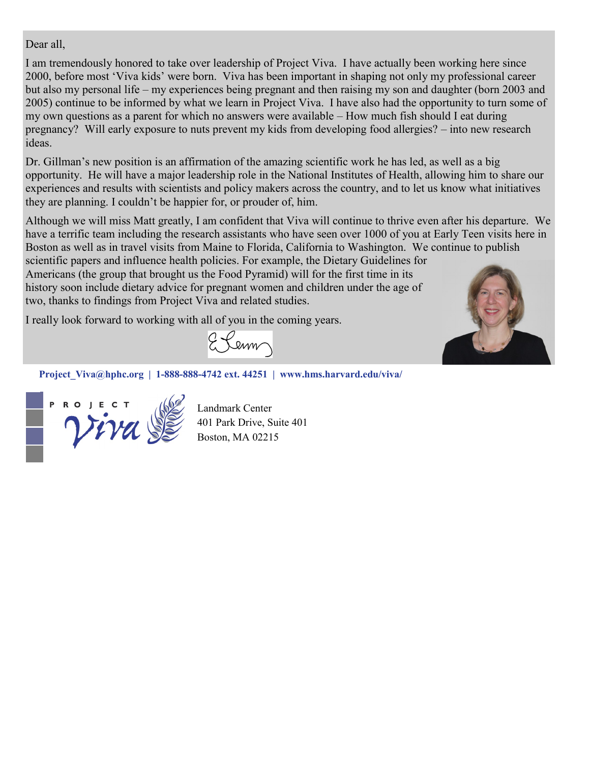Dear all,

I am tremendously honored to take over leadership of Project Viva. I have actually been working here since 2000, before most 'Viva kids' were born. Viva has been important in shaping not only my professional career but also my personal life – my experiences being pregnant and then raising my son and daughter (born 2003 and 2005) continue to be informed by what we learn in Project Viva. I have also had the opportunity to turn some of my own questions as a parent for which no answers were available – How much fish should I eat during pregnancy? Will early exposure to nuts prevent my kids from developing food allergies? – into new research ideas.

Dr. Gillman's new position is an affirmation of the amazing scientific work he has led, as well as a big opportunity. He will have a major leadership role in the National Institutes of Health, allowing him to share our experiences and results with scientists and policy makers across the country, and to let us know what initiatives they are planning. I couldn't be happier for, or prouder of, him.

Although we will miss Matt greatly, I am confident that Viva will continue to thrive even after his departure. We have a terrific team including the research assistants who have seen over 1000 of you at Early Teen visits here in Boston as well as in travel visits from Maine to Florida, California to Washington. We continue to publish scientific papers and influence health policies. For example, the Dietary Guidelines for Americans (the group that brought us the Food Pyramid) will for the first time in its history soon include dietary advice for pregnant women and children under the age of two, thanks to findings from Project Viva and related studies.

I really look forward to working with all of you in the coming years.

**Project_Viva@hphc.org | 1-888-888-4742 ext. 44251 | www.hms.harvard.edu/viva/**

PROJECT Viva

Landmark Center
401 Park Drive, Suite 401
Boston, MA 02215